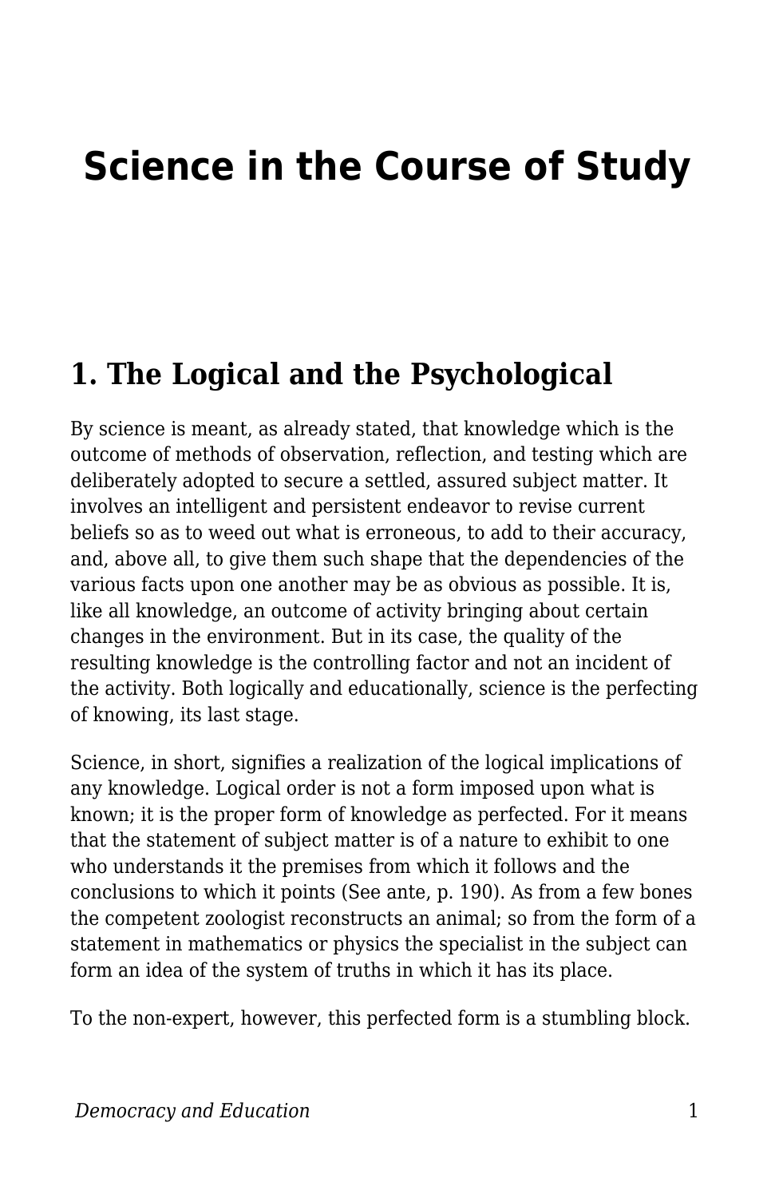# Science in the Course of Study

## 1. The Logical and the Psychological

By science is meant, as already stated, that knowledge which is the outcome of methods of observation, reflection, and testing which are deliberately adopted to secure a settled, assured subject matter. It involves an intelligent and persistent endeavor to revise current beliefs so as to weed out what is erroneous, to add to their accuracy, and, above all, to give them such shape that the dependencies of the various facts upon one another may be as obvious as possible. It is, like all knowledge, an outcome of activity bringing about certain changes in the environment. But in its case, the quality of the resulting knowledge is the controlling factor and not an incident of the activity. Both logically and educationally, science is the perfecting of knowing, its last stage.

Science, in short, signifies a realization of the logical implications of any knowledge. Logical order is not a form imposed upon what is known; it is the proper form of knowledge as perfected. For it means that the statement of subject matter is of a nature to exhibit to one who understands it the premises from which it follows and the conclusions to which it points (See ante, p. 190). As from a few bones the competent zoologist reconstructs an animal; so from the form of a statement in mathematics or physics the specialist in the subject can form an idea of the system of truths in which it has its place.

To the non-expert, however, this perfected form is a stumbling block.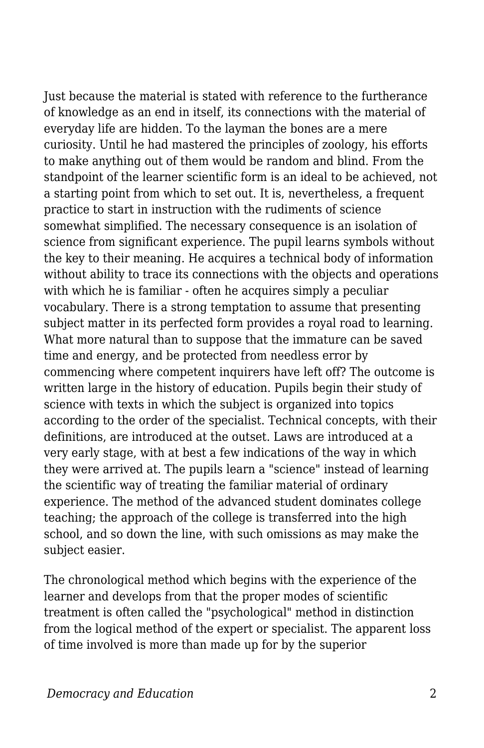Just because the material is stated with reference to the furtherance of knowledge as an end in itself, its connections with the material of everyday life are hidden. To the layman the bones are a mere curiosity. Until he had mastered the principles of zoology, his efforts to make anything out of them would be random and blind. From the standpoint of the learner scientific form is an ideal to be achieved, not a starting point from which to set out. It is, nevertheless, a frequent practice to start in instruction with the rudiments of science somewhat simplified. The necessary consequence is an isolation of science from significant experience. The pupil learns symbols without the key to their meaning. He acquires a technical body of information without ability to trace its connections with the objects and operations with which he is familiar - often he acquires simply a peculiar vocabulary. There is a strong temptation to assume that presenting subject matter in its perfected form provides a royal road to learning. What more natural than to suppose that the immature can be saved time and energy, and be protected from needless error by commencing where competent inquirers have left off? The outcome is written large in the history of education. Pupils begin their study of science with texts in which the subject is organized into topics according to the order of the specialist. Technical concepts, with their definitions, are introduced at the outset. Laws are introduced at a very early stage, with at best a few indications of the way in which they were arrived at. The pupils learn a "science" instead of learning the scientific way of treating the familiar material of ordinary experience. The method of the advanced student dominates college teaching; the approach of the college is transferred into the high school, and so down the line, with such omissions as may make the subject easier.

The chronological method which begins with the experience of the learner and develops from that the proper modes of scientific treatment is often called the "psychological" method in distinction from the logical method of the expert or specialist. The apparent loss of time involved is more than made up for by the superior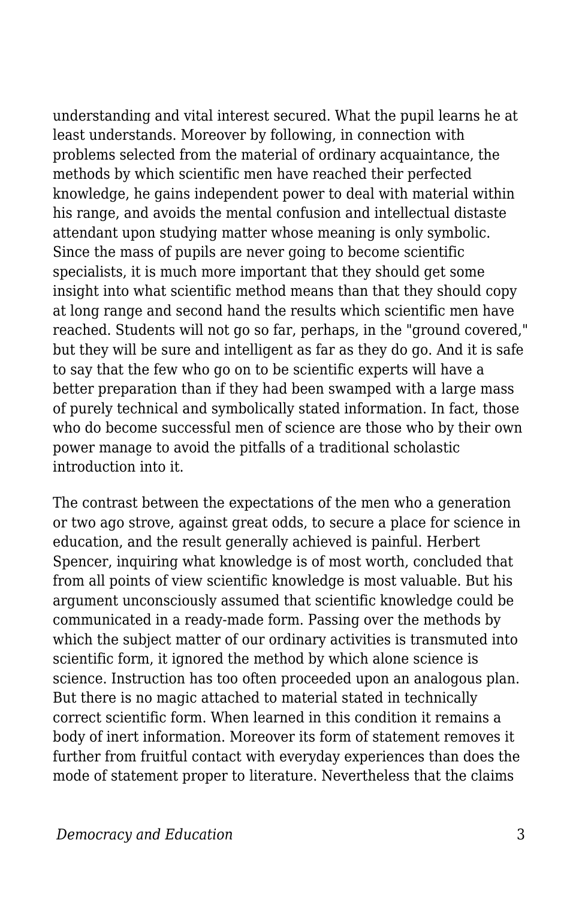understanding and vital interest secured. What the pupil learns he at least understands. Moreover by following, in connection with problems selected from the material of ordinary acquaintance, the methods by which scientific men have reached their perfected knowledge, he gains independent power to deal with material within his range, and avoids the mental confusion and intellectual distaste attendant upon studying matter whose meaning is only symbolic. Since the mass of pupils are never going to become scientific specialists, it is much more important that they should get some insight into what scientific method means than that they should copy at long range and second hand the results which scientific men have reached. Students will not go so far, perhaps, in the "ground covered," but they will be sure and intelligent as far as they do go. And it is safe to say that the few who go on to be scientific experts will have a better preparation than if they had been swamped with a large mass of purely technical and symbolically stated information. In fact, those who do become successful men of science are those who by their own power manage to avoid the pitfalls of a traditional scholastic introduction into it.

The contrast between the expectations of the men who a generation or two ago strove, against great odds, to secure a place for science in education, and the result generally achieved is painful. Herbert Spencer, inquiring what knowledge is of most worth, concluded that from all points of view scientific knowledge is most valuable. But his argument unconsciously assumed that scientific knowledge could be communicated in a ready-made form. Passing over the methods by which the subject matter of our ordinary activities is transmuted into scientific form, it ignored the method by which alone science is science. Instruction has too often proceeded upon an analogous plan. But there is no magic attached to material stated in technically correct scientific form. When learned in this condition it remains a body of inert information. Moreover its form of statement removes it further from fruitful contact with everyday experiences than does the mode of statement proper to literature. Nevertheless that the claims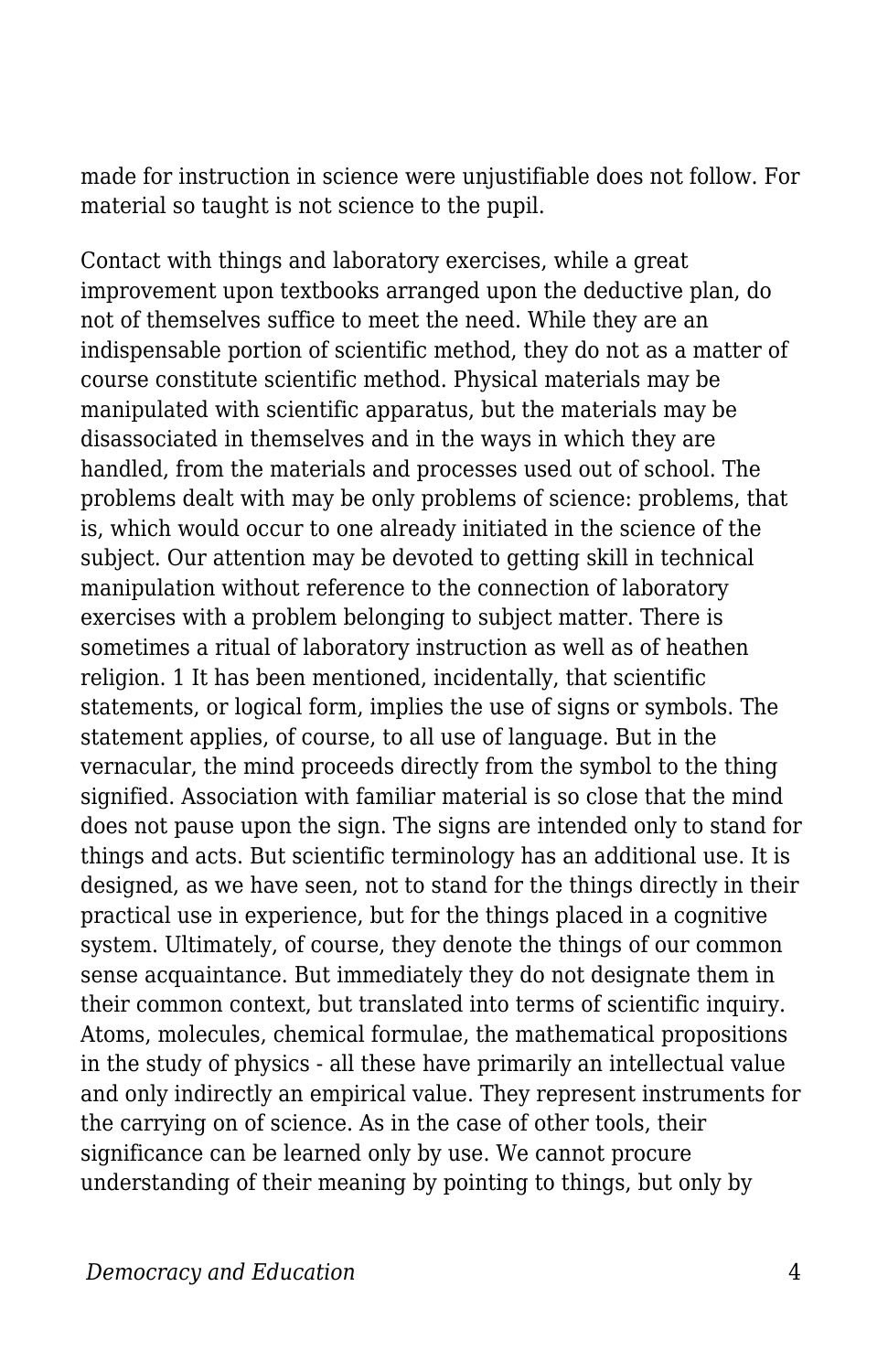made for instruction in science were unjustifiable does not follow. For material so taught is not science to the pupil.

Contact with things and laboratory exercises, while a great improvement upon textbooks arranged upon the deductive plan, do not of themselves suffice to meet the need. While they are an indispensable portion of scientific method, they do not as a matter of course constitute scientific method. Physical materials may be manipulated with scientific apparatus, but the materials may be disassociated in themselves and in the ways in which they are handled, from the materials and processes used out of school. The problems dealt with may be only problems of science: problems, that is, which would occur to one already initiated in the science of the subject. Our attention may be devoted to getting skill in technical manipulation without reference to the connection of laboratory exercises with a problem belonging to subject matter. There is sometimes a ritual of laboratory instruction as well as of heathen religion. 1 It has been mentioned, incidentally, that scientific statements, or logical form, implies the use of signs or symbols. The statement applies, of course, to all use of language. But in the vernacular, the mind proceeds directly from the symbol to the thing signified. Association with familiar material is so close that the mind does not pause upon the sign. The signs are intended only to stand for things and acts. But scientific terminology has an additional use. It is designed, as we have seen, not to stand for the things directly in their practical use in experience, but for the things placed in a cognitive system. Ultimately, of course, they denote the things of our common sense acquaintance. But immediately they do not designate them in their common context, but translated into terms of scientific inquiry. Atoms, molecules, chemical formulae, the mathematical propositions in the study of physics - all these have primarily an intellectual value and only indirectly an empirical value. They represent instruments for the carrying on of science. As in the case of other tools, their significance can be learned only by use. We cannot procure understanding of their meaning by pointing to things, but only by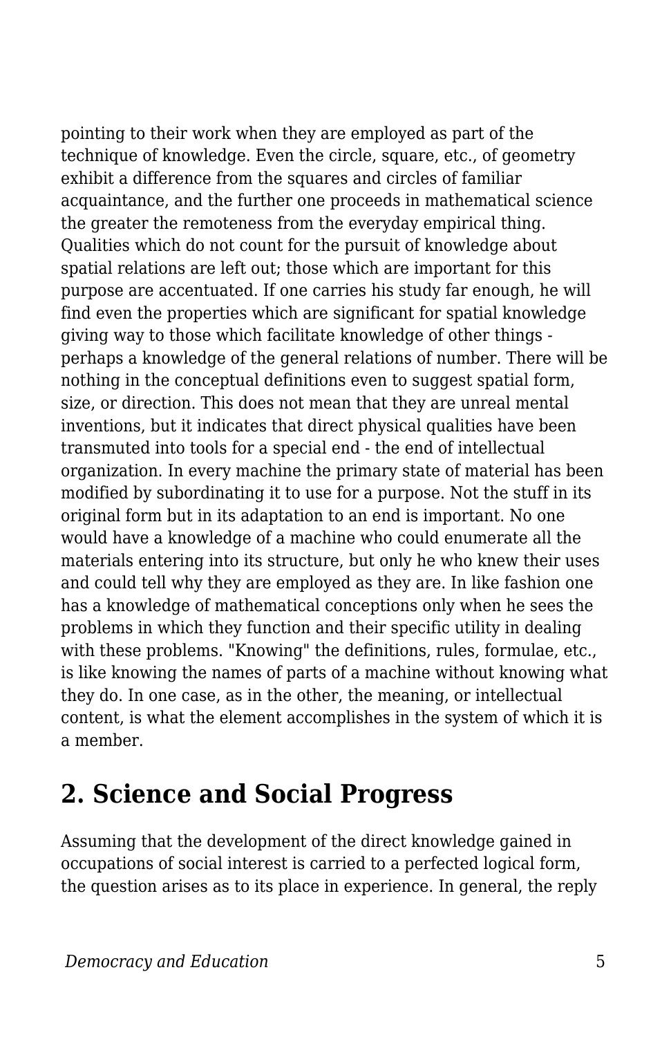pointing to their work when they are employed as part of the technique of knowledge. Even the circle, square, etc., of geometry exhibit a difference from the squares and circles of familiar acquaintance, and the further one proceeds in mathematical science the greater the remoteness from the everyday empirical thing. Qualities which do not count for the pursuit of knowledge about spatial relations are left out; those which are important for this purpose are accentuated. If one carries his study far enough, he will find even the properties which are significant for spatial knowledge giving way to those which facilitate knowledge of other things - perhaps a knowledge of the general relations of number. There will be nothing in the conceptual definitions even to suggest spatial form, size, or direction. This does not mean that they are unreal mental inventions, but it indicates that direct physical qualities have been transmuted into tools for a special end - the end of intellectual organization. In every machine the primary state of material has been modified by subordinating it to use for a purpose. Not the stuff in its original form but in its adaptation to an end is important. No one would have a knowledge of a machine who could enumerate all the materials entering into its structure, but only he who knew their uses and could tell why they are employed as they are. In like fashion one has a knowledge of mathematical conceptions only when he sees the problems in which they function and their specific utility in dealing with these problems. "Knowing" the definitions, rules, formulae, etc., is like knowing the names of parts of a machine without knowing what they do. In one case, as in the other, the meaning, or intellectual content, is what the element accomplishes in the system of which it is a member.

## 2. Science and Social Progress

Assuming that the development of the direct knowledge gained in occupations of social interest is carried to a perfected logical form, the question arises as to its place in experience. In general, the reply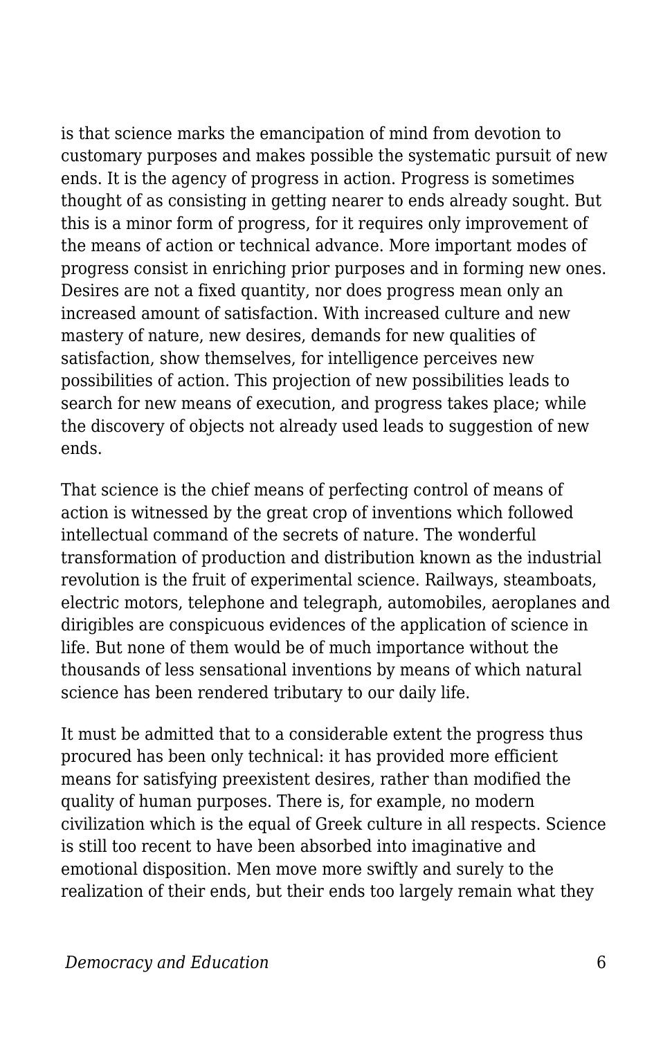is that science marks the emancipation of mind from devotion to customary purposes and makes possible the systematic pursuit of new ends. It is the agency of progress in action. Progress is sometimes thought of as consisting in getting nearer to ends already sought. But this is a minor form of progress, for it requires only improvement of the means of action or technical advance. More important modes of progress consist in enriching prior purposes and in forming new ones. Desires are not a fixed quantity, nor does progress mean only an increased amount of satisfaction. With increased culture and new mastery of nature, new desires, demands for new qualities of satisfaction, show themselves, for intelligence perceives new possibilities of action. This projection of new possibilities leads to search for new means of execution, and progress takes place; while the discovery of objects not already used leads to suggestion of new ends.

That science is the chief means of perfecting control of means of action is witnessed by the great crop of inventions which followed intellectual command of the secrets of nature. The wonderful transformation of production and distribution known as the industrial revolution is the fruit of experimental science. Railways, steamboats, electric motors, telephone and telegraph, automobiles, aeroplanes and dirigibles are conspicuous evidences of the application of science in life. But none of them would be of much importance without the thousands of less sensational inventions by means of which natural science has been rendered tributary to our daily life.

It must be admitted that to a considerable extent the progress thus procured has been only technical: it has provided more efficient means for satisfying preexistent desires, rather than modified the quality of human purposes. There is, for example, no modern civilization which is the equal of Greek culture in all respects. Science is still too recent to have been absorbed into imaginative and emotional disposition. Men move more swiftly and surely to the realization of their ends, but their ends too largely remain what they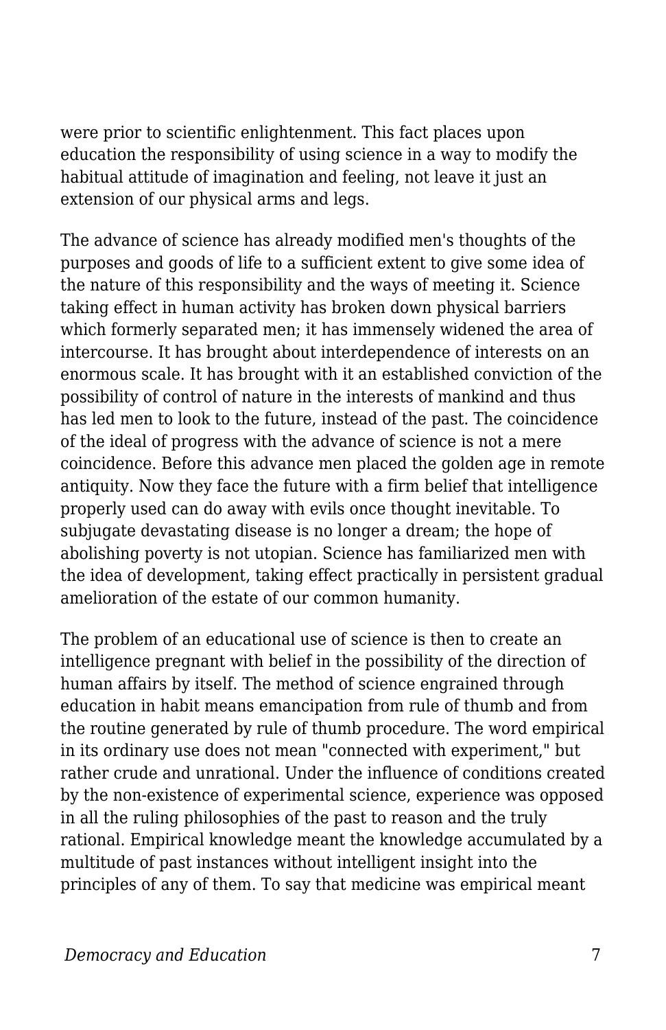were prior to scientific enlightenment. This fact places upon education the responsibility of using science in a way to modify the habitual attitude of imagination and feeling, not leave it just an extension of our physical arms and legs.

The advance of science has already modified men's thoughts of the purposes and goods of life to a sufficient extent to give some idea of the nature of this responsibility and the ways of meeting it. Science taking effect in human activity has broken down physical barriers which formerly separated men; it has immensely widened the area of intercourse. It has brought about interdependence of interests on an enormous scale. It has brought with it an established conviction of the possibility of control of nature in the interests of mankind and thus has led men to look to the future, instead of the past. The coincidence of the ideal of progress with the advance of science is not a mere coincidence. Before this advance men placed the golden age in remote antiquity. Now they face the future with a firm belief that intelligence properly used can do away with evils once thought inevitable. To subjugate devastating disease is no longer a dream; the hope of abolishing poverty is not utopian. Science has familiarized men with the idea of development, taking effect practically in persistent gradual amelioration of the estate of our common humanity.

The problem of an educational use of science is then to create an intelligence pregnant with belief in the possibility of the direction of human affairs by itself. The method of science engrained through education in habit means emancipation from rule of thumb and from the routine generated by rule of thumb procedure. The word empirical in its ordinary use does not mean "connected with experiment," but rather crude and unrational. Under the influence of conditions created by the non-existence of experimental science, experience was opposed in all the ruling philosophies of the past to reason and the truly rational. Empirical knowledge meant the knowledge accumulated by a multitude of past instances without intelligent insight into the principles of any of them. To say that medicine was empirical meant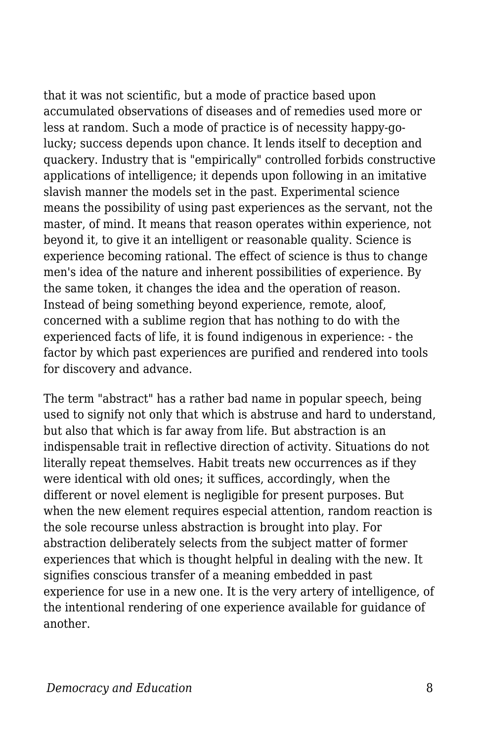that it was not scientific, but a mode of practice based upon accumulated observations of diseases and of remedies used more or less at random. Such a mode of practice is of necessity happy-go-lucky; success depends upon chance. It lends itself to deception and quackery. Industry that is "empirically" controlled forbids constructive applications of intelligence; it depends upon following in an imitative slavish manner the models set in the past. Experimental science means the possibility of using past experiences as the servant, not the master, of mind. It means that reason operates within experience, not beyond it, to give it an intelligent or reasonable quality. Science is experience becoming rational. The effect of science is thus to change men's idea of the nature and inherent possibilities of experience. By the same token, it changes the idea and the operation of reason. Instead of being something beyond experience, remote, aloof, concerned with a sublime region that has nothing to do with the experienced facts of life, it is found indigenous in experience: - the factor by which past experiences are purified and rendered into tools for discovery and advance.

The term "abstract" has a rather bad name in popular speech, being used to signify not only that which is abstruse and hard to understand, but also that which is far away from life. But abstraction is an indispensable trait in reflective direction of activity. Situations do not literally repeat themselves. Habit treats new occurrences as if they were identical with old ones; it suffices, accordingly, when the different or novel element is negligible for present purposes. But when the new element requires especial attention, random reaction is the sole recourse unless abstraction is brought into play. For abstraction deliberately selects from the subject matter of former experiences that which is thought helpful in dealing with the new. It signifies conscious transfer of a meaning embedded in past experience for use in a new one. It is the very artery of intelligence, of the intentional rendering of one experience available for guidance of another.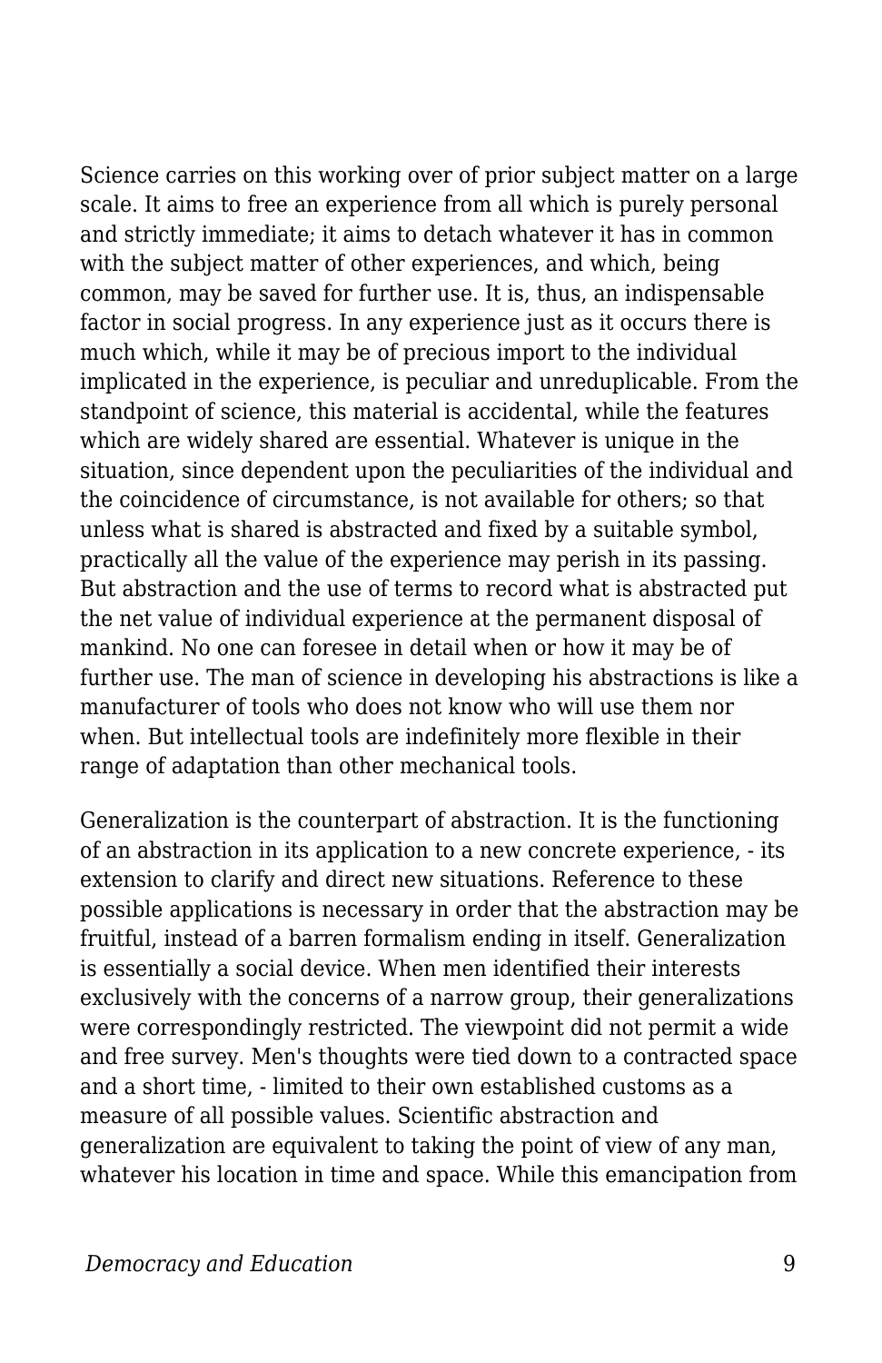Science carries on this working over of prior subject matter on a large scale. It aims to free an experience from all which is purely personal and strictly immediate; it aims to detach whatever it has in common with the subject matter of other experiences, and which, being common, may be saved for further use. It is, thus, an indispensable factor in social progress. In any experience just as it occurs there is much which, while it may be of precious import to the individual implicated in the experience, is peculiar and unreduplicable. From the standpoint of science, this material is accidental, while the features which are widely shared are essential. Whatever is unique in the situation, since dependent upon the peculiarities of the individual and the coincidence of circumstance, is not available for others; so that unless what is shared is abstracted and fixed by a suitable symbol, practically all the value of the experience may perish in its passing. But abstraction and the use of terms to record what is abstracted put the net value of individual experience at the permanent disposal of mankind. No one can foresee in detail when or how it may be of further use. The man of science in developing his abstractions is like a manufacturer of tools who does not know who will use them nor when. But intellectual tools are indefinitely more flexible in their range of adaptation than other mechanical tools.

Generalization is the counterpart of abstraction. It is the functioning of an abstraction in its application to a new concrete experience, - its extension to clarify and direct new situations. Reference to these possible applications is necessary in order that the abstraction may be fruitful, instead of a barren formalism ending in itself. Generalization is essentially a social device. When men identified their interests exclusively with the concerns of a narrow group, their generalizations were correspondingly restricted. The viewpoint did not permit a wide and free survey. Men's thoughts were tied down to a contracted space and a short time, - limited to their own established customs as a measure of all possible values. Scientific abstraction and generalization are equivalent to taking the point of view of any man, whatever his location in time and space. While this emancipation from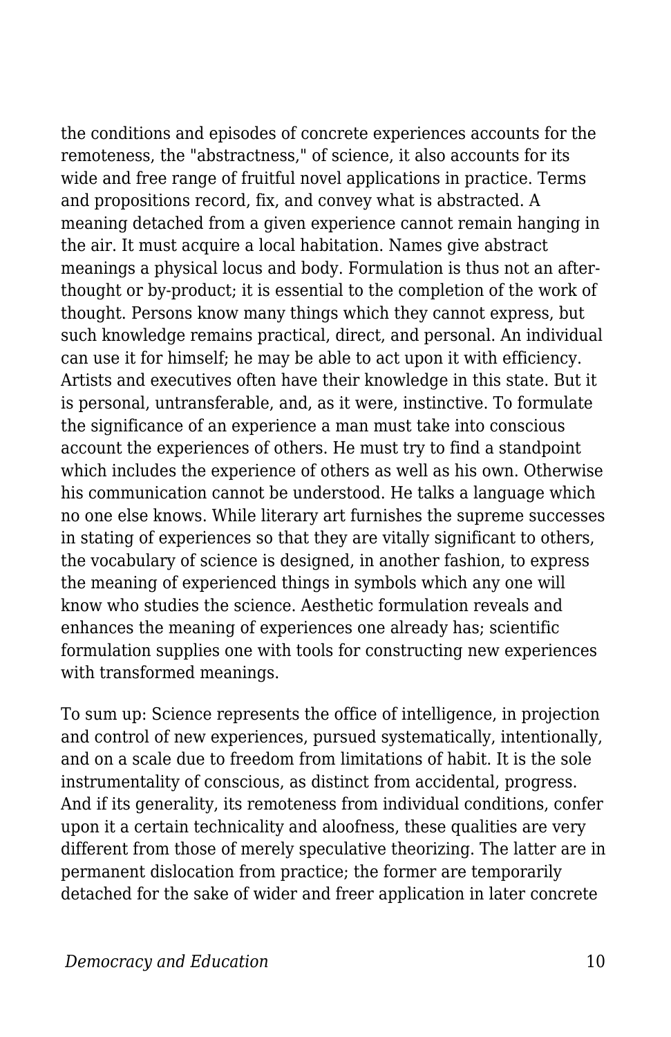the conditions and episodes of concrete experiences accounts for the remoteness, the "abstractness," of science, it also accounts for its wide and free range of fruitful novel applications in practice. Terms and propositions record, fix, and convey what is abstracted. A meaning detached from a given experience cannot remain hanging in the air. It must acquire a local habitation. Names give abstract meanings a physical locus and body. Formulation is thus not an after-thought or by-product; it is essential to the completion of the work of thought. Persons know many things which they cannot express, but such knowledge remains practical, direct, and personal. An individual can use it for himself; he may be able to act upon it with efficiency. Artists and executives often have their knowledge in this state. But it is personal, untransferable, and, as it were, instinctive. To formulate the significance of an experience a man must take into conscious account the experiences of others. He must try to find a standpoint which includes the experience of others as well as his own. Otherwise his communication cannot be understood. He talks a language which no one else knows. While literary art furnishes the supreme successes in stating of experiences so that they are vitally significant to others, the vocabulary of science is designed, in another fashion, to express the meaning of experienced things in symbols which any one will know who studies the science. Aesthetic formulation reveals and enhances the meaning of experiences one already has; scientific formulation supplies one with tools for constructing new experiences with transformed meanings.

To sum up: Science represents the office of intelligence, in projection and control of new experiences, pursued systematically, intentionally, and on a scale due to freedom from limitations of habit. It is the sole instrumentality of conscious, as distinct from accidental, progress. And if its generality, its remoteness from individual conditions, confer upon it a certain technicality and aloofness, these qualities are very different from those of merely speculative theorizing. The latter are in permanent dislocation from practice; the former are temporarily detached for the sake of wider and freer application in later concrete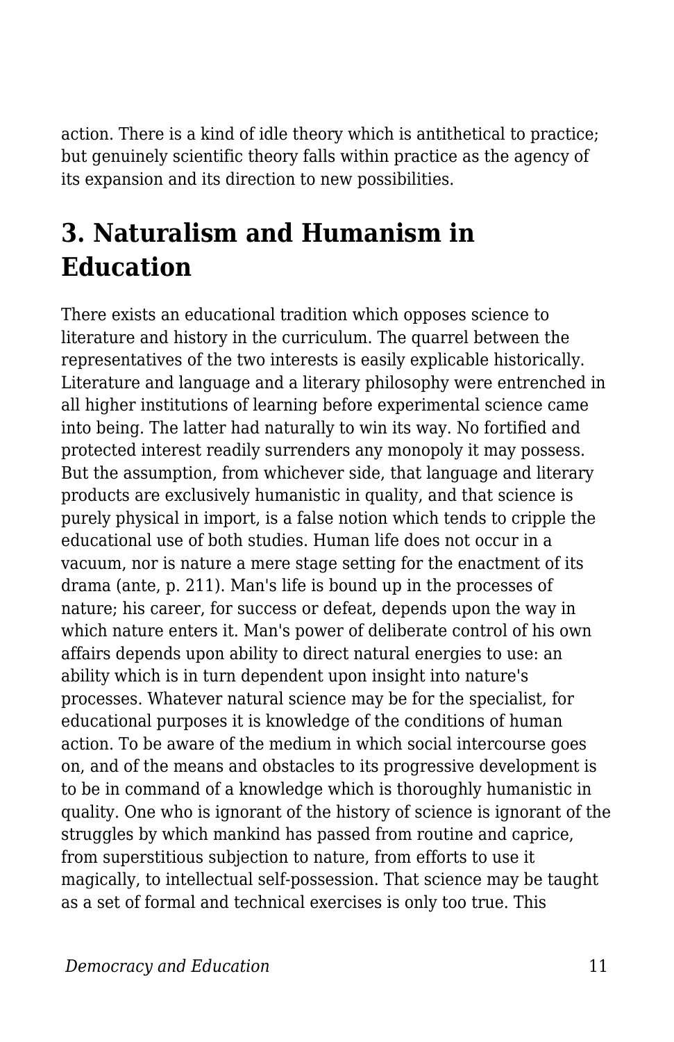action. There is a kind of idle theory which is antithetical to practice; but genuinely scientific theory falls within practice as the agency of its expansion and its direction to new possibilities.

## 3. Naturalism and Humanism in Education

There exists an educational tradition which opposes science to literature and history in the curriculum. The quarrel between the representatives of the two interests is easily explicable historically. Literature and language and a literary philosophy were entrenched in all higher institutions of learning before experimental science came into being. The latter had naturally to win its way. No fortified and protected interest readily surrenders any monopoly it may possess. But the assumption, from whichever side, that language and literary products are exclusively humanistic in quality, and that science is purely physical in import, is a false notion which tends to cripple the educational use of both studies. Human life does not occur in a vacuum, nor is nature a mere stage setting for the enactment of its drama (ante, p. 211). Man's life is bound up in the processes of nature; his career, for success or defeat, depends upon the way in which nature enters it. Man's power of deliberate control of his own affairs depends upon ability to direct natural energies to use: an ability which is in turn dependent upon insight into nature's processes. Whatever natural science may be for the specialist, for educational purposes it is knowledge of the conditions of human action. To be aware of the medium in which social intercourse goes on, and of the means and obstacles to its progressive development is to be in command of a knowledge which is thoroughly humanistic in quality. One who is ignorant of the history of science is ignorant of the struggles by which mankind has passed from routine and caprice, from superstitious subjection to nature, from efforts to use it magically, to intellectual self-possession. That science may be taught as a set of formal and technical exercises is only too true. This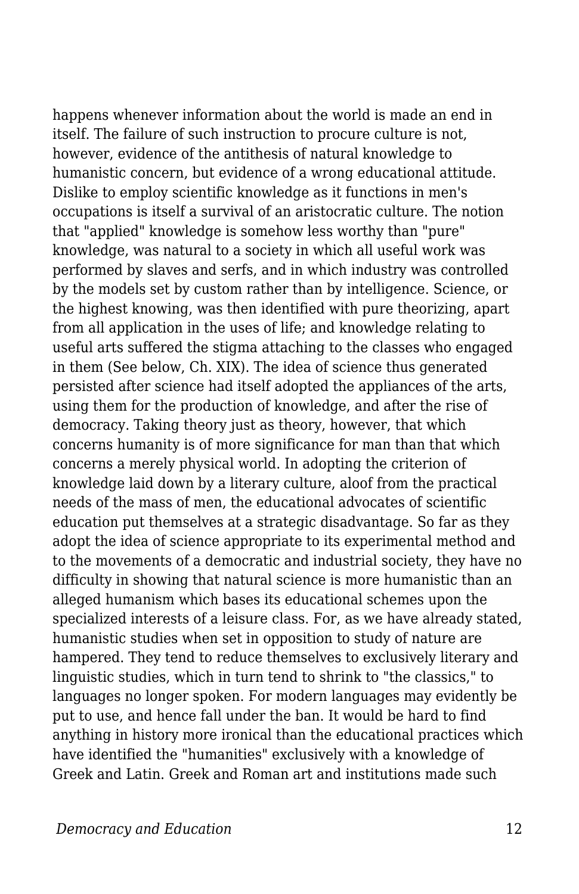happens whenever information about the world is made an end in itself. The failure of such instruction to procure culture is not, however, evidence of the antithesis of natural knowledge to humanistic concern, but evidence of a wrong educational attitude. Dislike to employ scientific knowledge as it functions in men's occupations is itself a survival of an aristocratic culture. The notion that "applied" knowledge is somehow less worthy than "pure" knowledge, was natural to a society in which all useful work was performed by slaves and serfs, and in which industry was controlled by the models set by custom rather than by intelligence. Science, or the highest knowing, was then identified with pure theorizing, apart from all application in the uses of life; and knowledge relating to useful arts suffered the stigma attaching to the classes who engaged in them (See below, Ch. XIX). The idea of science thus generated persisted after science had itself adopted the appliances of the arts, using them for the production of knowledge, and after the rise of democracy. Taking theory just as theory, however, that which concerns humanity is of more significance for man than that which concerns a merely physical world. In adopting the criterion of knowledge laid down by a literary culture, aloof from the practical needs of the mass of men, the educational advocates of scientific education put themselves at a strategic disadvantage. So far as they adopt the idea of science appropriate to its experimental method and to the movements of a democratic and industrial society, they have no difficulty in showing that natural science is more humanistic than an alleged humanism which bases its educational schemes upon the specialized interests of a leisure class. For, as we have already stated, humanistic studies when set in opposition to study of nature are hampered. They tend to reduce themselves to exclusively literary and linguistic studies, which in turn tend to shrink to "the classics," to languages no longer spoken. For modern languages may evidently be put to use, and hence fall under the ban. It would be hard to find anything in history more ironical than the educational practices which have identified the "humanities" exclusively with a knowledge of Greek and Latin. Greek and Roman art and institutions made such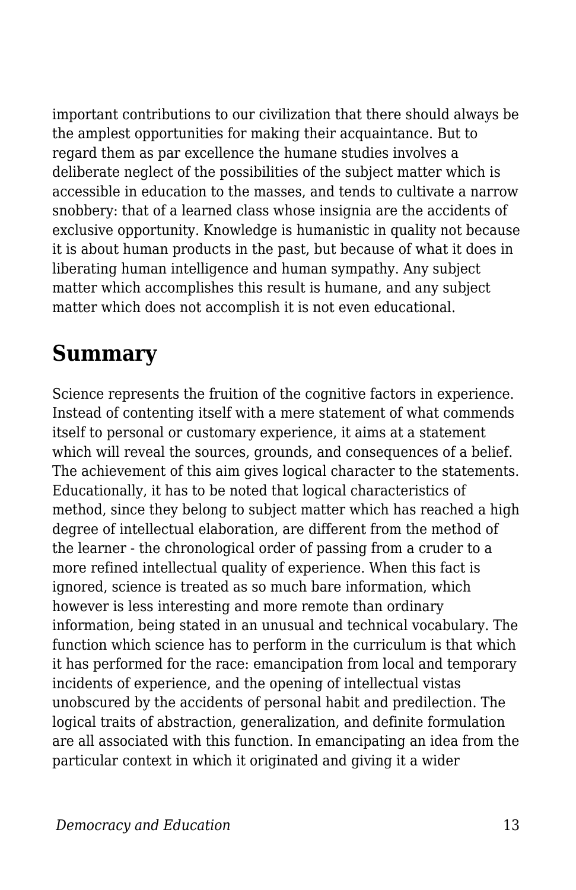important contributions to our civilization that there should always be the amplest opportunities for making their acquaintance. But to regard them as par excellence the humane studies involves a deliberate neglect of the possibilities of the subject matter which is accessible in education to the masses, and tends to cultivate a narrow snobbery: that of a learned class whose insignia are the accidents of exclusive opportunity. Knowledge is humanistic in quality not because it is about human products in the past, but because of what it does in liberating human intelligence and human sympathy. Any subject matter which accomplishes this result is humane, and any subject matter which does not accomplish it is not even educational.

## Summary

Science represents the fruition of the cognitive factors in experience. Instead of contenting itself with a mere statement of what commends itself to personal or customary experience, it aims at a statement which will reveal the sources, grounds, and consequences of a belief. The achievement of this aim gives logical character to the statements. Educationally, it has to be noted that logical characteristics of method, since they belong to subject matter which has reached a high degree of intellectual elaboration, are different from the method of the learner - the chronological order of passing from a cruder to a more refined intellectual quality of experience. When this fact is ignored, science is treated as so much bare information, which however is less interesting and more remote than ordinary information, being stated in an unusual and technical vocabulary. The function which science has to perform in the curriculum is that which it has performed for the race: emancipation from local and temporary incidents of experience, and the opening of intellectual vistas unobscured by the accidents of personal habit and predilection. The logical traits of abstraction, generalization, and definite formulation are all associated with this function. In emancipating an idea from the particular context in which it originated and giving it a wider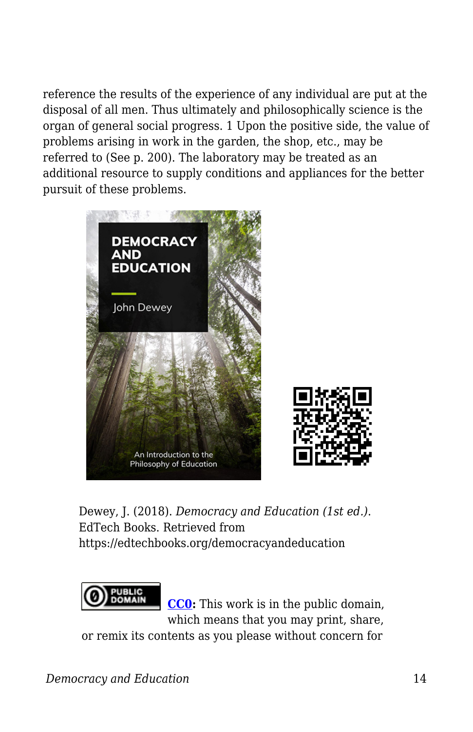reference the results of the experience of any individual are put at the disposal of all men. Thus ultimately and philosophically science is the organ of general social progress. 1 Upon the positive side, the value of problems arising in work in the garden, the shop, etc., may be referred to (See p. 200). The laboratory may be treated as an additional resource to supply conditions and appliances for the better pursuit of these problems.

Dewey, J. (2018). *Democracy and Education (1st ed.)*. EdTech Books. Retrieved from https://edtechbooks.org/democracyandeducation

**CC0:** This work is in the public domain, which means that you may print, share, or remix its contents as you please without concern for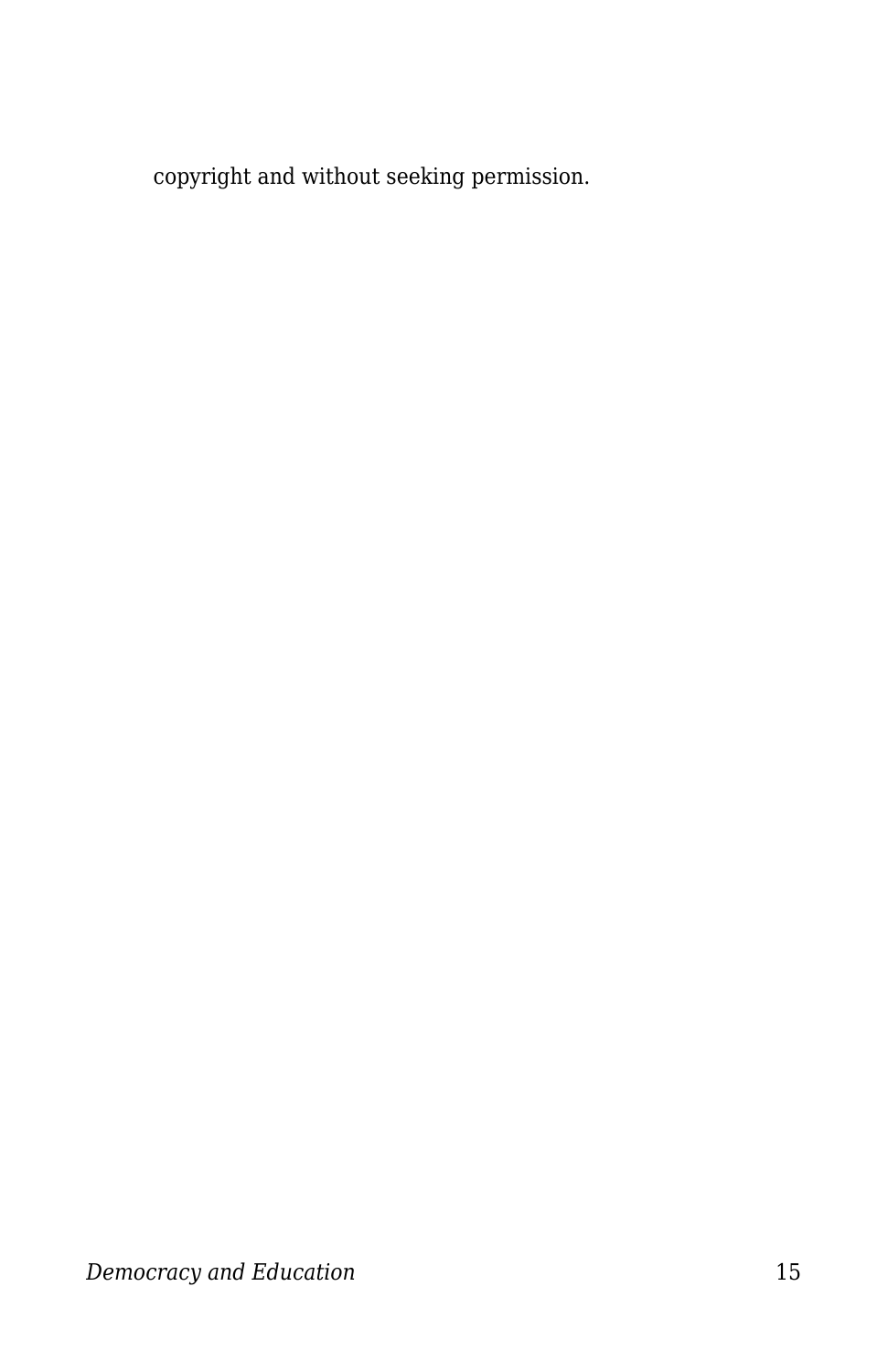copyright and without seeking permission.